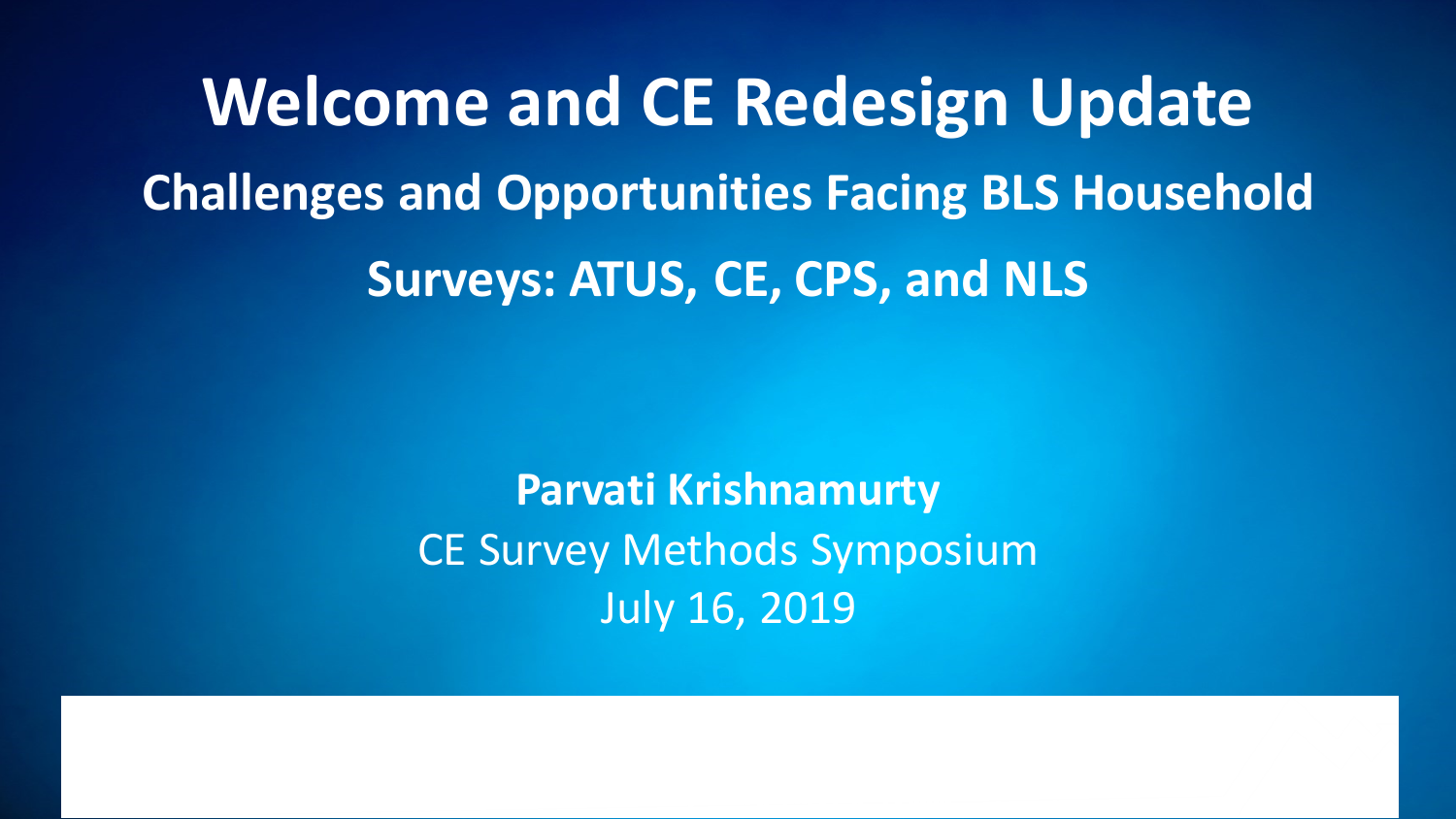# Welcome and CE Redesign Update

## Challenges and Opportunities Facing BLS Household Surveys: ATUS, CE, CPS, and NLS

**Parvati Krishnamurty**

CE Survey Methods Symposium

July 16, 2019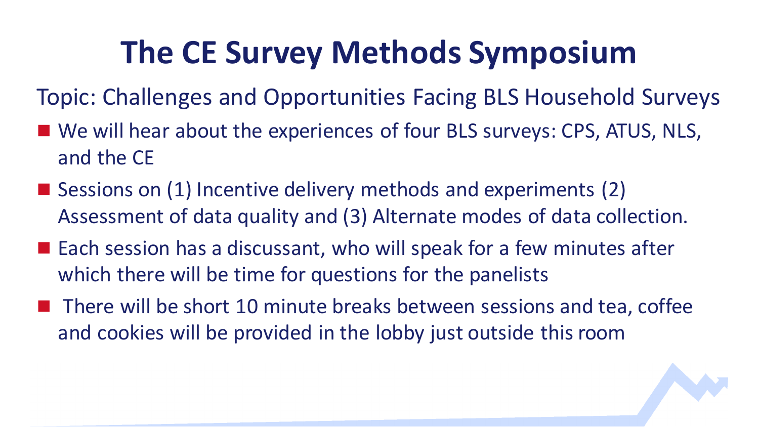# The CE Survey Methods Symposium

Topic: Challenges and Opportunities Facing BLS Household Surveys

- We will hear about the experiences of four BLS surveys: CPS, ATUS, NLS, and the CE
- Sessions on (1) Incentive delivery methods and experiments (2) Assessment of data quality and (3) Alternate modes of data collection.
- Each session has a discussant, who will speak for a few minutes after which there will be time for questions for the panelists
- There will be short 10 minute breaks between sessions and tea, coffee and cookies will be provided in the lobby just outside this room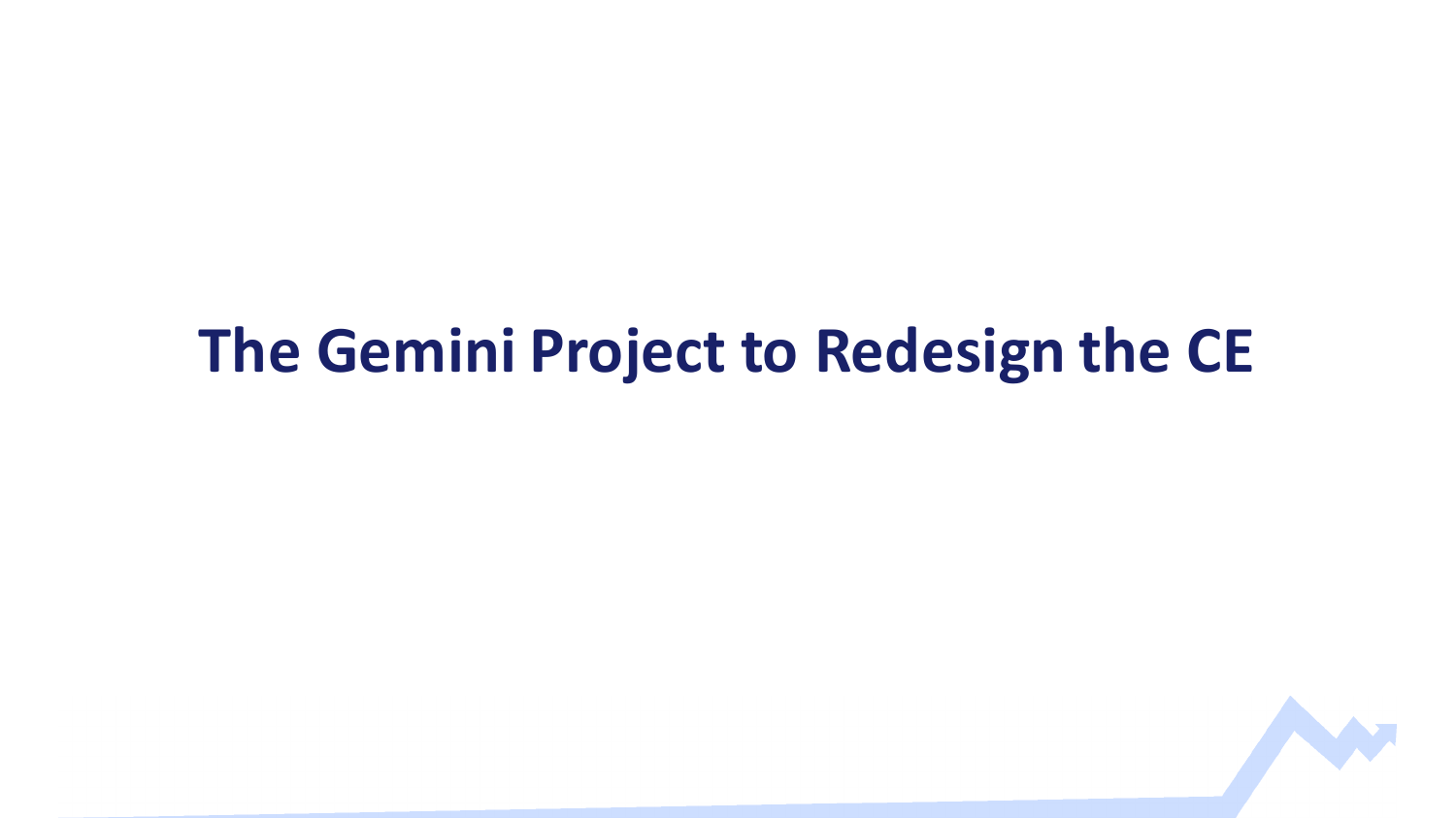# The Gemini Project to Redesign the CE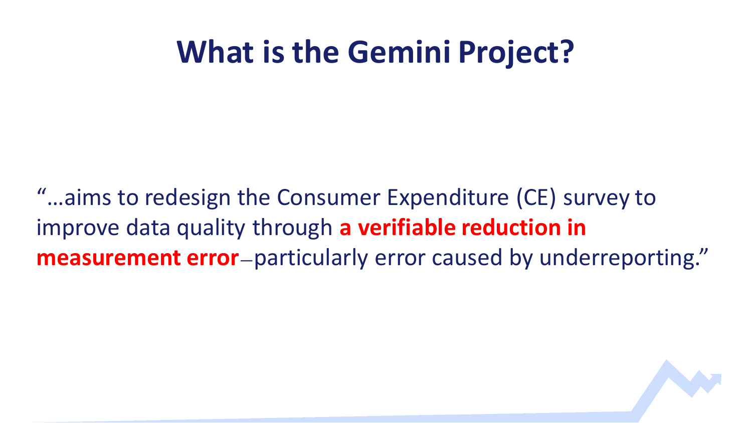# What is the Gemini Project?

"…aims to redesign the Consumer Expenditure (CE) survey to improve data quality through **a verifiable reduction in measurement error**—particularly error caused by underreporting."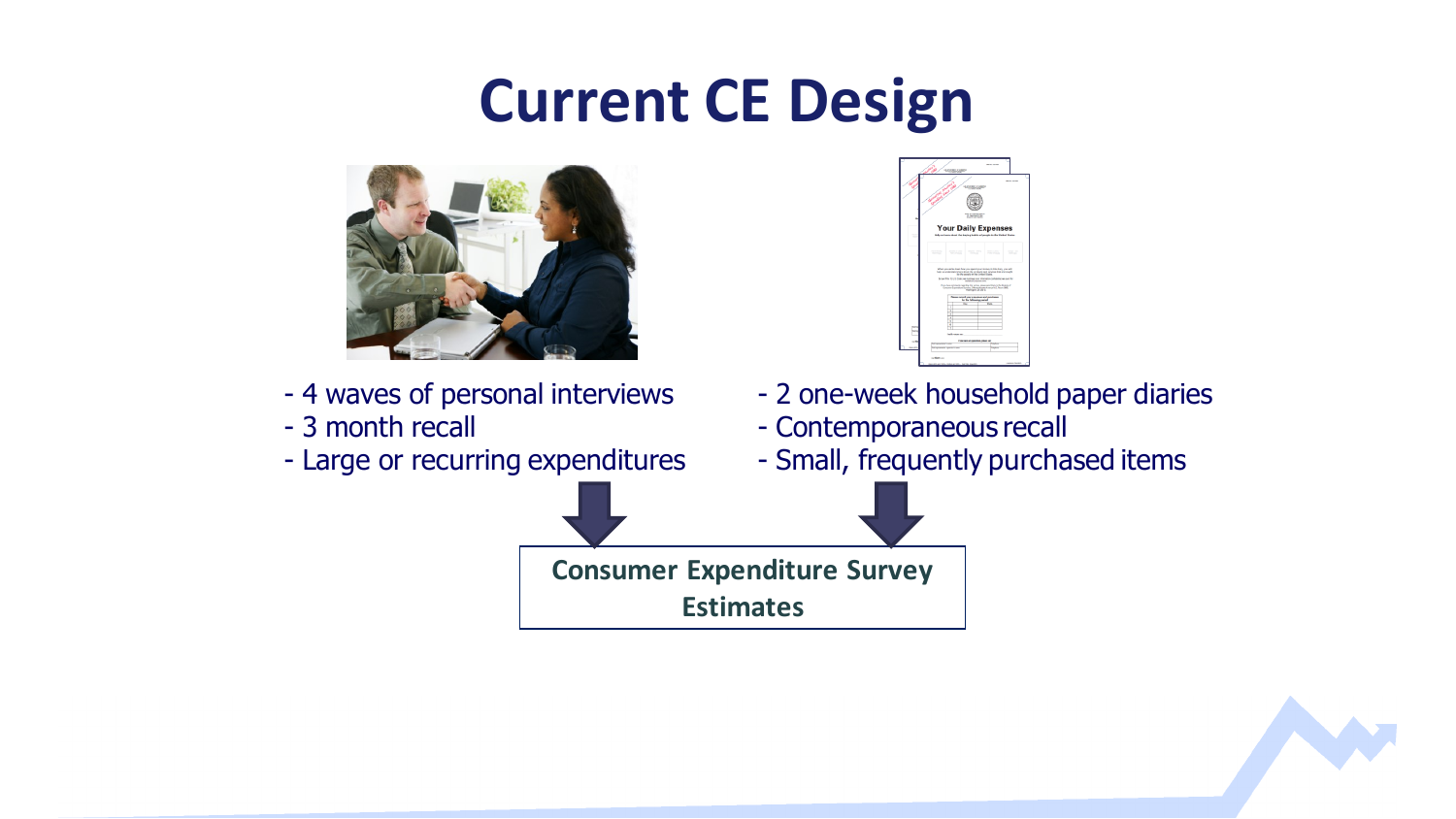# Current CE Design

- 4 waves of personal interviews
- 3 month recall
- Large or recurring expenditures

- 2 one-week household paper diaries
- Contemporaneous recall
- Small, frequently purchased items

**Consumer Expenditure Survey Estimates**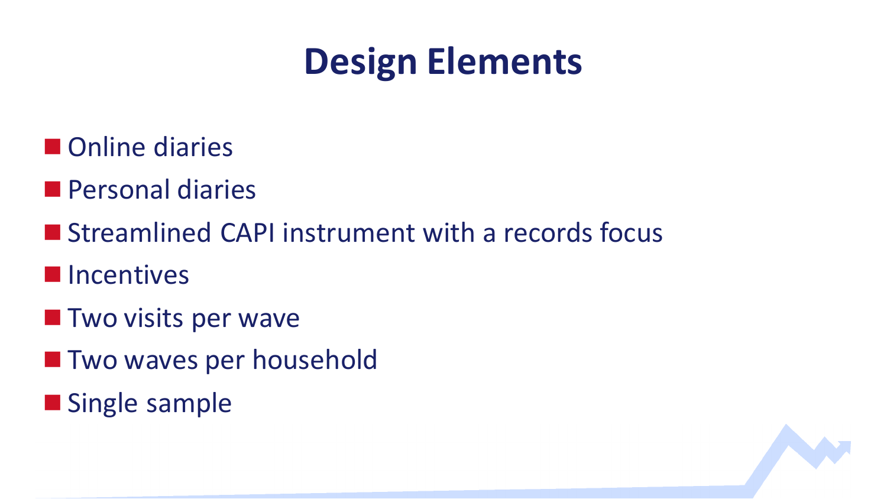# Design Elements

- Online diaries
- Personal diaries
- Streamlined CAPI instrument with a records focus
- Incentives
- Two visits per wave
- Two waves per household
- Single sample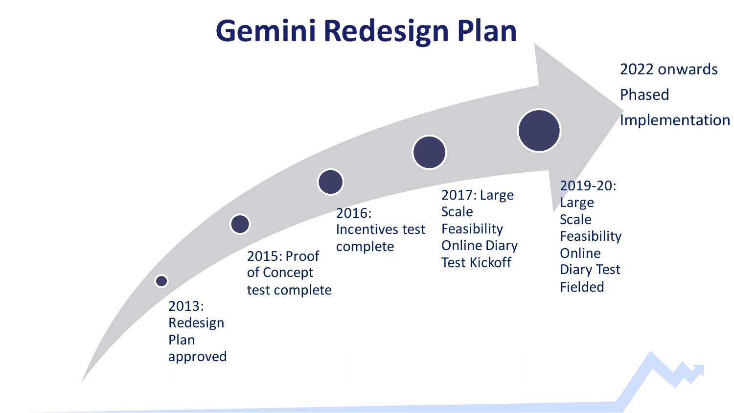# Gemini Redesign Plan

- 2013: Redesign Plan approved
- 2015: Proof of Concept test complete
- 2016: Incentives test complete
- 2017: Large Scale Feasibility Online Diary Test Kickoff
- 2019-20: Large Scale Feasibility Online Diary Test Fielded
- 2022 onwards Phased Implementation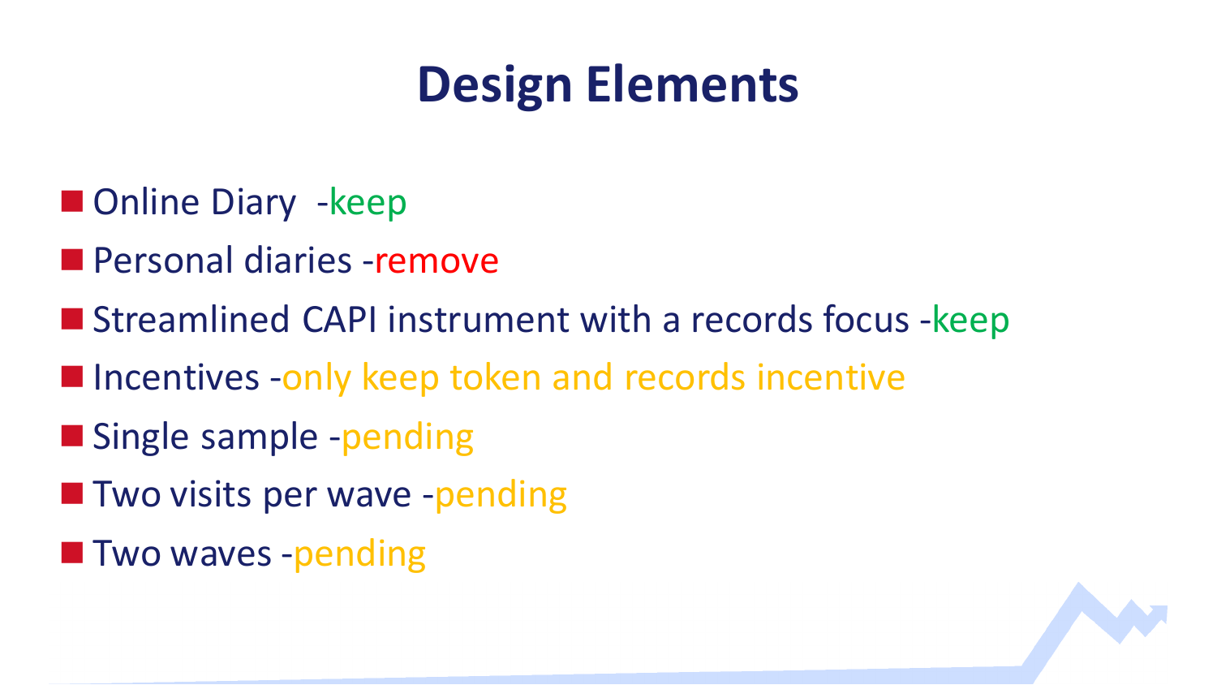# Design Elements

- Online Diary  -keep
- Personal diaries -remove
- Streamlined CAPI instrument with a records focus -keep
- Incentives -only keep token and records incentive
- Single sample -pending
- Two visits per wave -pending
- Two waves -pending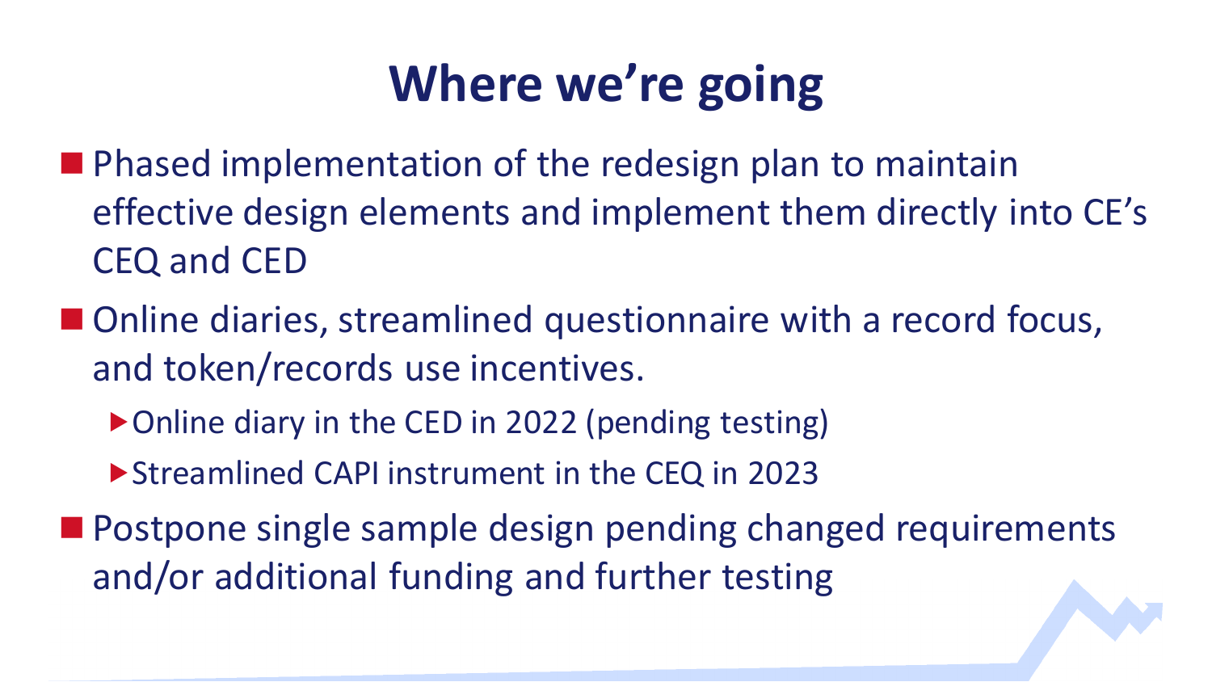# Where we're going

- Phased implementation of the redesign plan to maintain effective design elements and implement them directly into CE's CEQ and CED
- Online diaries, streamlined questionnaire with a record focus, and token/records use incentives.
  - Online diary in the CED in 2022 (pending testing)
  - Streamlined CAPI instrument in the CEQ in 2023
- Postpone single sample design pending changed requirements and/or additional funding and further testing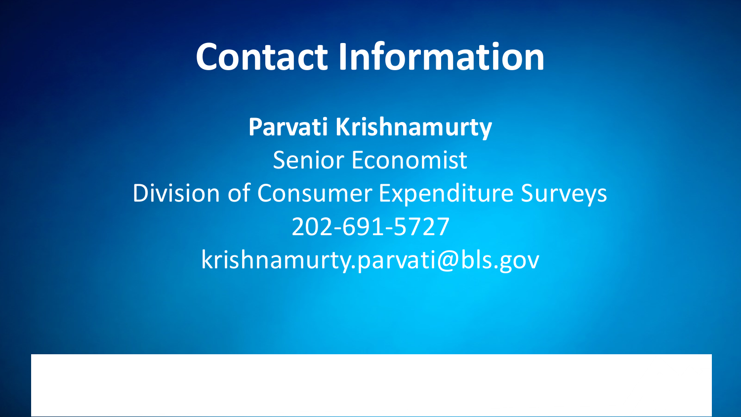# Contact Information

**Parvati Krishnamurty**

Senior Economist

Division of Consumer Expenditure Surveys

202-691-5727

krishnamurty.parvati@bls.gov